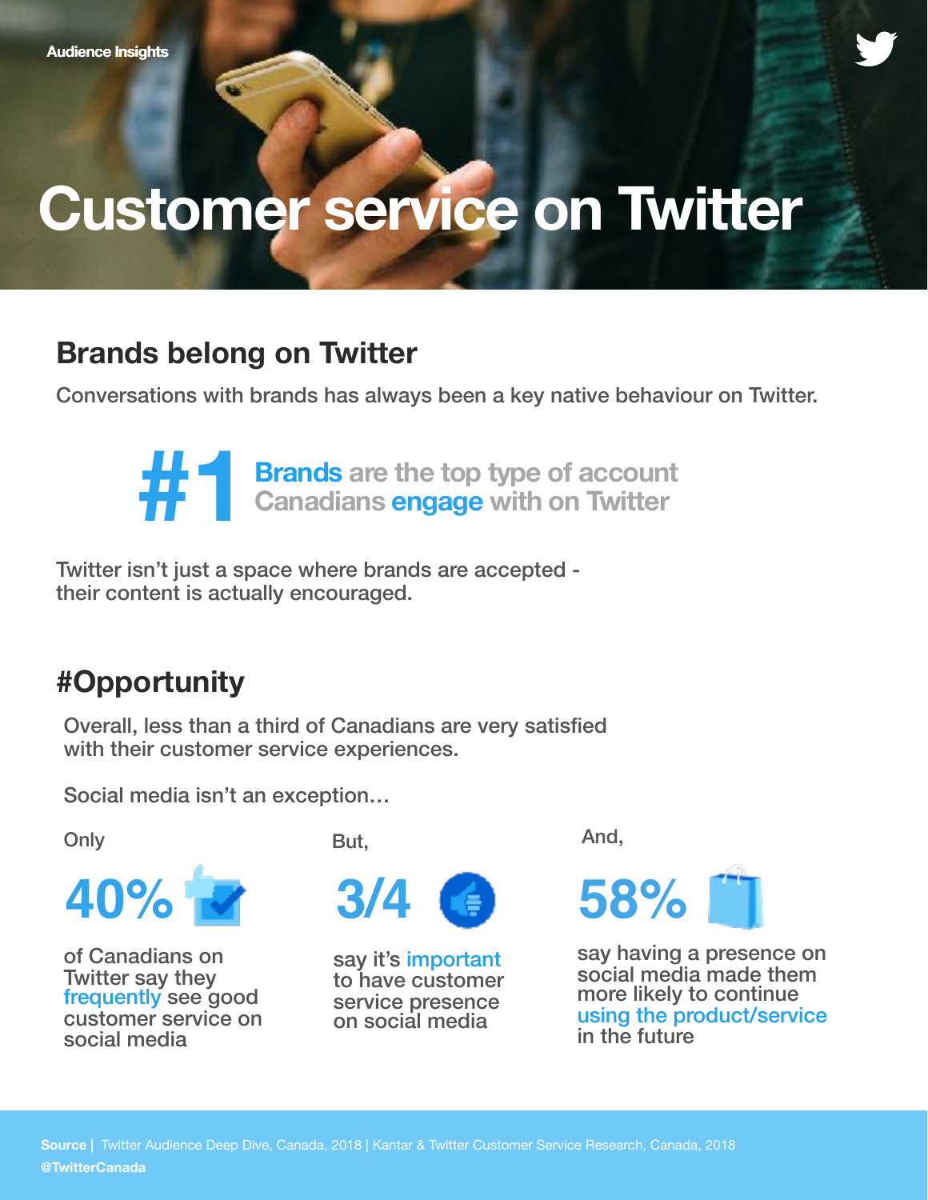Audience Insights

# Customer service on Twitter

## Brands belong on Twitter

Conversations with brands has always been a key native behaviour on Twitter.

**#1** Brands are the top type of account Canadians engage with on Twitter

Twitter isn't just a space where brands are accepted - their content is actually encouraged.

## #Opportunity

Overall, less than a third of Canadians are very satisfied with their customer service experiences.

Social media isn't an exception…

Only

**40%**

of Canadians on Twitter say they frequently see good customer service on social media

But,

**3/4**

say it's important to have customer service presence on social media

And,

**58%**

say having a presence on social media made them more likely to continue using the product/service in the future

**Source |** Twitter Audience Deep Dive, Canada, 2018 | Kantar & Twitter Customer Service Research, Canada, 2018

**@TwitterCanada**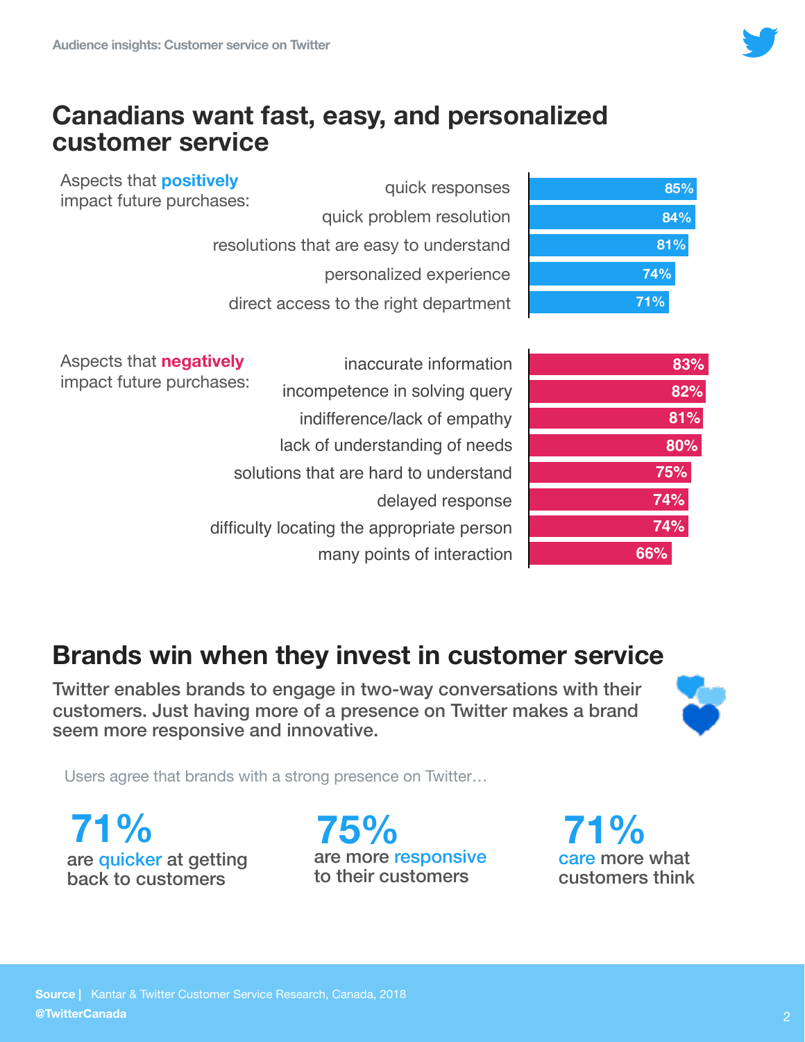# Canadians want fast, easy, and personalized customer service

Aspects that **positively** impact future purchases:

| Aspect | % |
|---|---|
| quick responses | 85% |
| quick problem resolution | 84% |
| resolutions that are easy to understand | 81% |
| personalized experience | 74% |
| direct access to the right department | 71% |

Aspects that **negatively** impact future purchases:

| Aspect | % |
|---|---|
| inaccurate information | 83% |
| incompetence in solving query | 82% |
| indifference/lack of empathy | 81% |
| lack of understanding of needs | 80% |
| solutions that are hard to understand | 75% |
| delayed response | 74% |
| difficulty locating the appropriate person | 74% |
| many points of interaction | 66% |

# Brands win when they invest in customer service

Twitter enables brands to engage in two-way conversations with their customers. Just having more of a presence on Twitter makes a brand seem more responsive and innovative.

Users agree that brands with a strong presence on Twitter…

**71%**
are quicker at getting back to customers

**75%**
are more responsive to their customers

**71%**
care more what customers think

**Source |** Kantar & Twitter Customer Service Research, Canada, 2018
**@TwitterCanada**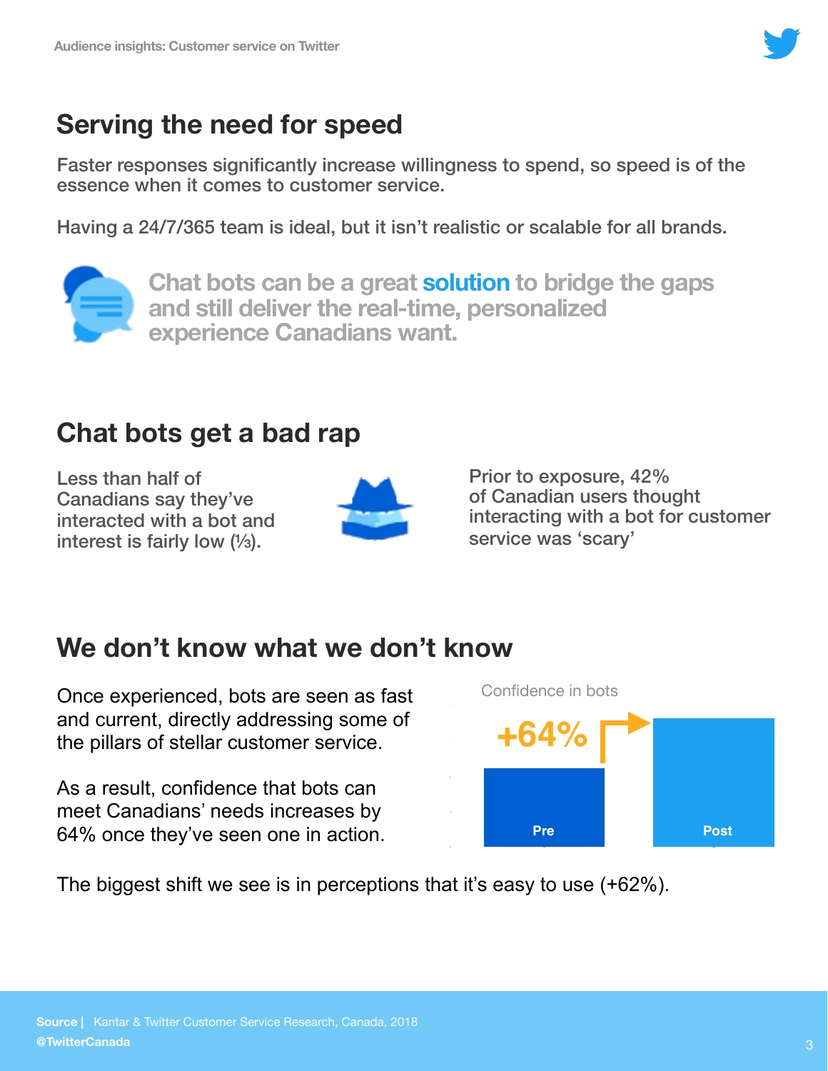## Serving the need for speed

Faster responses significantly increase willingness to spend, so speed is of the essence when it comes to customer service.

Having a 24/7/365 team is ideal, but it isn't realistic or scalable for all brands.

**Chat bots can be a great solution to bridge the gaps and still deliver the real-time, personalized experience Canadians want.**

## Chat bots get a bad rap

Less than half of Canadians say they've interacted with a bot and interest is fairly low (⅓).

Prior to exposure, 42% of Canadian users thought interacting with a bot for customer service was 'scary'

## We don't know what we don't know

Once experienced, bots are seen as fast and current, directly addressing some of the pillars of stellar customer service.

As a result, confidence that bots can meet Canadians' needs increases by 64% once they've seen one in action.

Confidence in bots

+64%

Pre

Post

The biggest shift we see is in perceptions that it's easy to use (+62%).

**Source |** Kantar & Twitter Customer Service Research, Canada, 2018

**@TwitterCanada**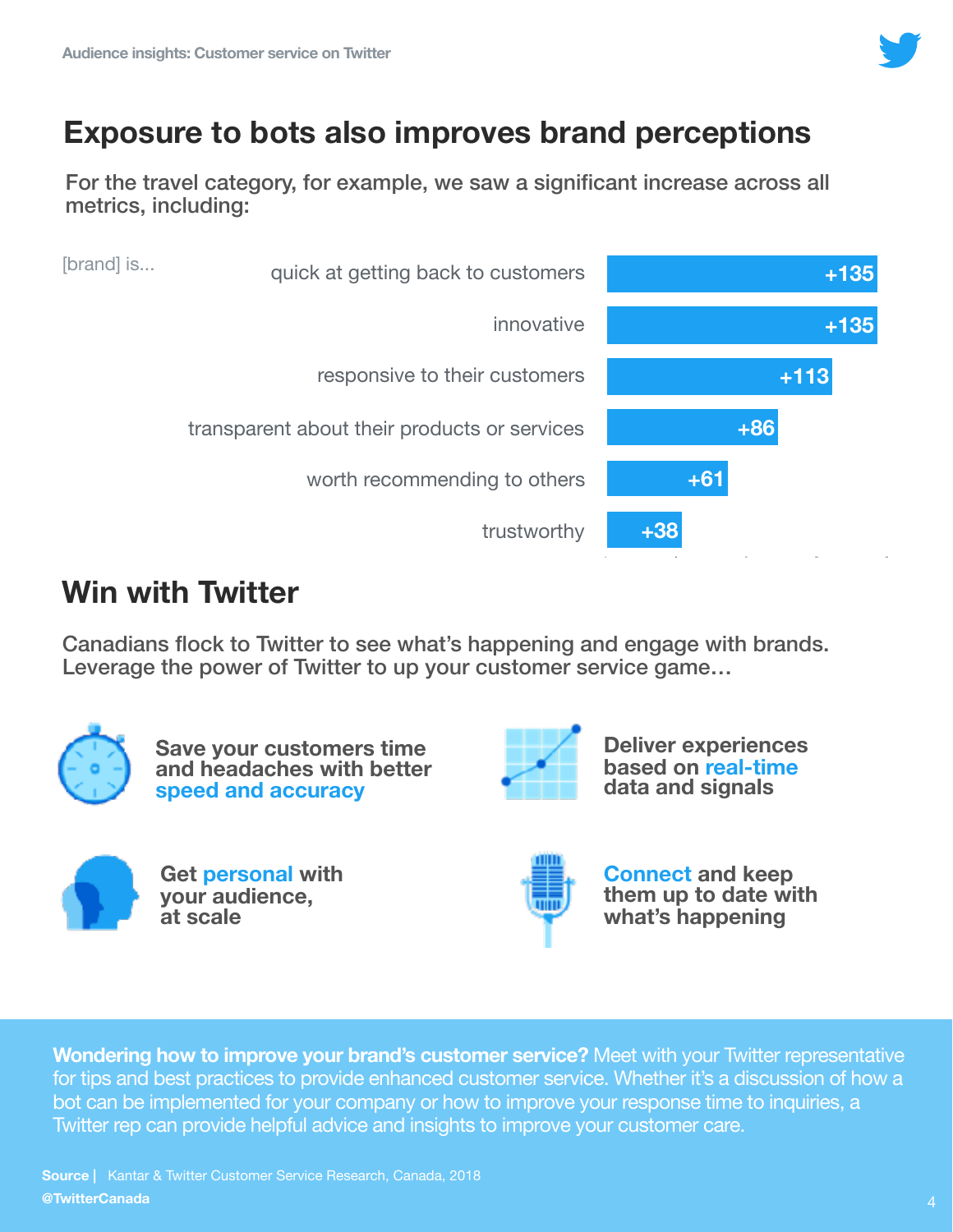# Exposure to bots also improves brand perceptions

For the travel category, for example, we saw a significant increase across all metrics, including:

[brand] is...

quick at getting back to customers +135

innovative +135

responsive to their customers +113

transparent about their products or services +86

worth recommending to others +61

trustworthy +38

# Win with Twitter

Canadians flock to Twitter to see what's happening and engage with brands. Leverage the power of Twitter to up your customer service game…

**Save your customers time and headaches with better speed and accuracy**

**Deliver experiences based on real-time data and signals**

**Get personal with your audience, at scale**

**Connect and keep them up to date with what's happening**

**Wondering how to improve your brand's customer service?** Meet with your Twitter representative for tips and best practices to provide enhanced customer service. Whether it's a discussion of how a bot can be implemented for your company or how to improve your response time to inquiries, a Twitter rep can provide helpful advice and insights to improve your customer care.

**Source |** Kantar & Twitter Customer Service Research, Canada, 2018

**@TwitterCanada**